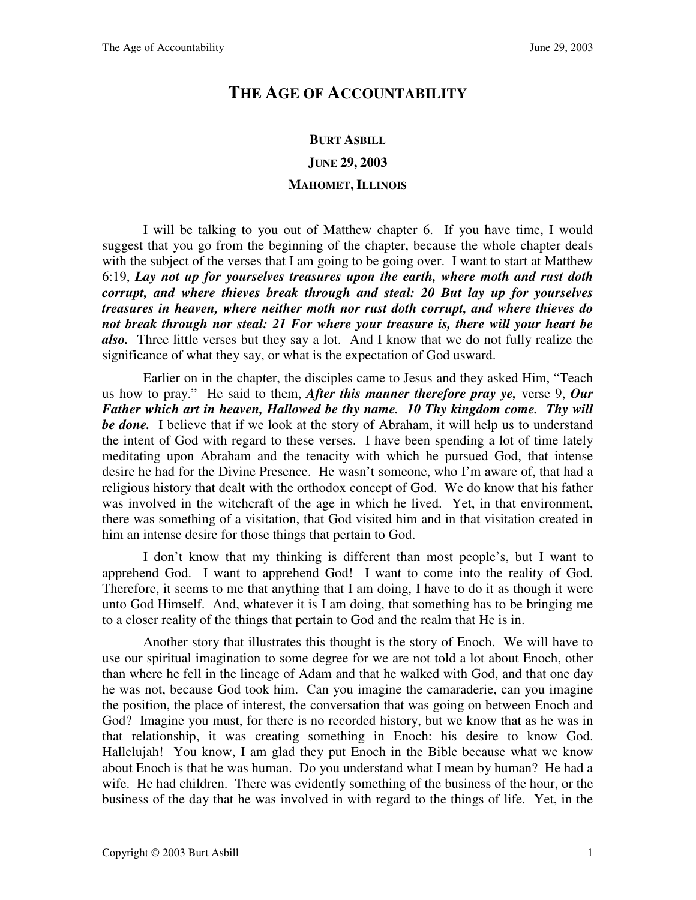# THE AGE OF ACCOUNTABILITY

**BURT ASBILL**

**JUNE 29, 2003**

**MAHOMET, ILLINOIS**

I will be talking to you out of Matthew chapter 6. If you have time, I would suggest that you go from the beginning of the chapter, because the whole chapter deals with the subject of the verses that I am going to be going over. I want to start at Matthew 6:19, ***Lay not up for yourselves treasures upon the earth, where moth and rust doth corrupt, and where thieves break through and steal: 20 But lay up for yourselves treasures in heaven, where neither moth nor rust doth corrupt, and where thieves do not break through nor steal: 21 For where your treasure is, there will your heart be also.*** Three little verses but they say a lot. And I know that we do not fully realize the significance of what they say, or what is the expectation of God usward.

Earlier on in the chapter, the disciples came to Jesus and they asked Him, "Teach us how to pray." He said to them, ***After this manner therefore pray ye,*** verse 9, ***Our Father which art in heaven, Hallowed be thy name. 10 Thy kingdom come. Thy will be done.*** I believe that if we look at the story of Abraham, it will help us to understand the intent of God with regard to these verses. I have been spending a lot of time lately meditating upon Abraham and the tenacity with which he pursued God, that intense desire he had for the Divine Presence. He wasn't someone, who I'm aware of, that had a religious history that dealt with the orthodox concept of God. We do know that his father was involved in the witchcraft of the age in which he lived. Yet, in that environment, there was something of a visitation, that God visited him and in that visitation created in him an intense desire for those things that pertain to God.

I don't know that my thinking is different than most people's, but I want to apprehend God. I want to apprehend God! I want to come into the reality of God. Therefore, it seems to me that anything that I am doing, I have to do it as though it were unto God Himself. And, whatever it is I am doing, that something has to be bringing me to a closer reality of the things that pertain to God and the realm that He is in.

Another story that illustrates this thought is the story of Enoch. We will have to use our spiritual imagination to some degree for we are not told a lot about Enoch, other than where he fell in the lineage of Adam and that he walked with God, and that one day he was not, because God took him. Can you imagine the camaraderie, can you imagine the position, the place of interest, the conversation that was going on between Enoch and God? Imagine you must, for there is no recorded history, but we know that as he was in that relationship, it was creating something in Enoch: his desire to know God. Hallelujah! You know, I am glad they put Enoch in the Bible because what we know about Enoch is that he was human. Do you understand what I mean by human? He had a wife. He had children. There was evidently something of the business of the hour, or the business of the day that he was involved in with regard to the things of life. Yet, in the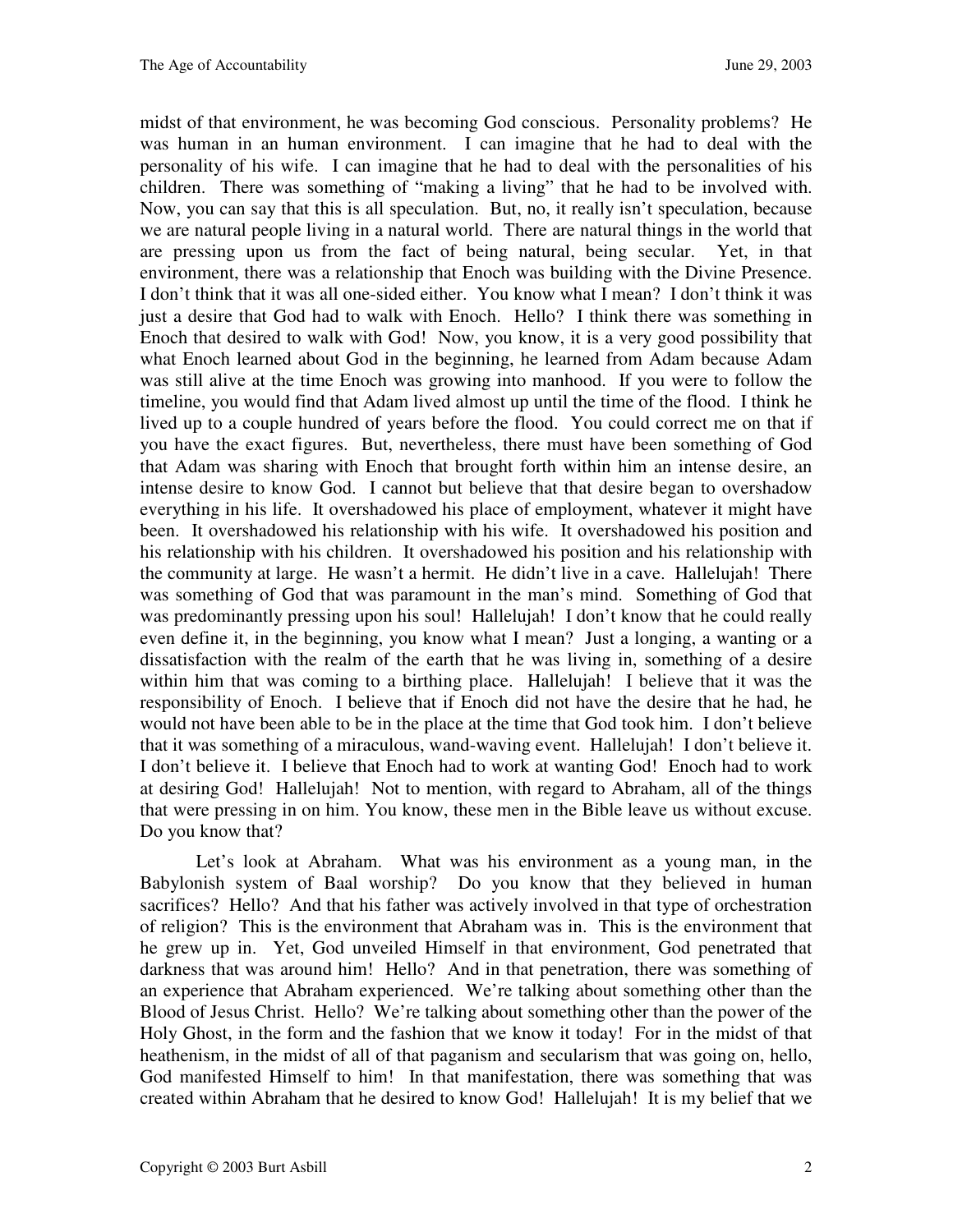midst of that environment, he was becoming God conscious. Personality problems? He was human in an human environment. I can imagine that he had to deal with the personality of his wife. I can imagine that he had to deal with the personalities of his children. There was something of "making a living" that he had to be involved with. Now, you can say that this is all speculation. But, no, it really isn't speculation, because we are natural people living in a natural world. There are natural things in the world that are pressing upon us from the fact of being natural, being secular. Yet, in that environment, there was a relationship that Enoch was building with the Divine Presence. I don't think that it was all one-sided either. You know what I mean? I don't think it was just a desire that God had to walk with Enoch. Hello? I think there was something in Enoch that desired to walk with God! Now, you know, it is a very good possibility that what Enoch learned about God in the beginning, he learned from Adam because Adam was still alive at the time Enoch was growing into manhood. If you were to follow the timeline, you would find that Adam lived almost up until the time of the flood. I think he lived up to a couple hundred of years before the flood. You could correct me on that if you have the exact figures. But, nevertheless, there must have been something of God that Adam was sharing with Enoch that brought forth within him an intense desire, an intense desire to know God. I cannot but believe that that desire began to overshadow everything in his life. It overshadowed his place of employment, whatever it might have been. It overshadowed his relationship with his wife. It overshadowed his position and his relationship with his children. It overshadowed his position and his relationship with the community at large. He wasn't a hermit. He didn't live in a cave. Hallelujah! There was something of God that was paramount in the man's mind. Something of God that was predominantly pressing upon his soul! Hallelujah! I don't know that he could really even define it, in the beginning, you know what I mean? Just a longing, a wanting or a dissatisfaction with the realm of the earth that he was living in, something of a desire within him that was coming to a birthing place. Hallelujah! I believe that it was the responsibility of Enoch. I believe that if Enoch did not have the desire that he had, he would not have been able to be in the place at the time that God took him. I don't believe that it was something of a miraculous, wand-waving event. Hallelujah! I don't believe it. I don't believe it. I believe that Enoch had to work at wanting God! Enoch had to work at desiring God! Hallelujah! Not to mention, with regard to Abraham, all of the things that were pressing in on him. You know, these men in the Bible leave us without excuse. Do you know that?

Let's look at Abraham. What was his environment as a young man, in the Babylonish system of Baal worship? Do you know that they believed in human sacrifices? Hello? And that his father was actively involved in that type of orchestration of religion? This is the environment that Abraham was in. This is the environment that he grew up in. Yet, God unveiled Himself in that environment, God penetrated that darkness that was around him! Hello? And in that penetration, there was something of an experience that Abraham experienced. We're talking about something other than the Blood of Jesus Christ. Hello? We're talking about something other than the power of the Holy Ghost, in the form and the fashion that we know it today! For in the midst of that heathenism, in the midst of all of that paganism and secularism that was going on, hello, God manifested Himself to him! In that manifestation, there was something that was created within Abraham that he desired to know God! Hallelujah! It is my belief that we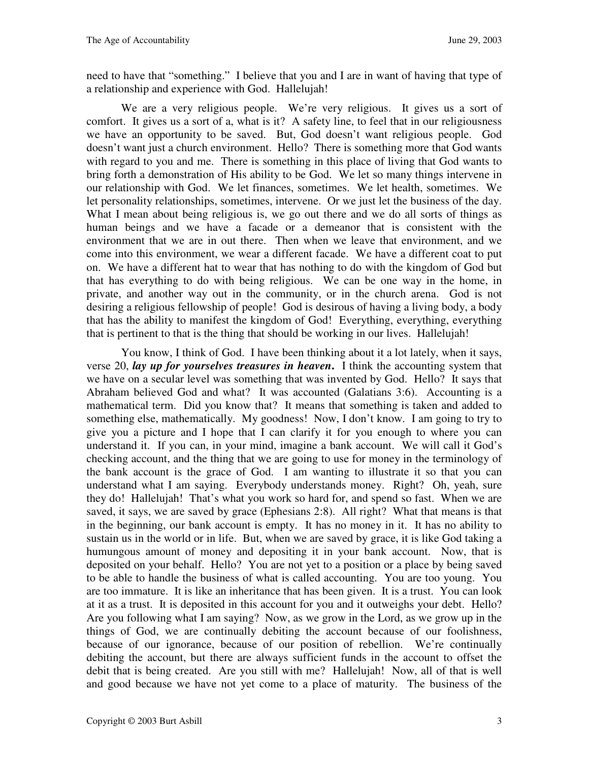need to have that "something." I believe that you and I are in want of having that type of a relationship and experience with God. Hallelujah!

We are a very religious people. We're very religious. It gives us a sort of comfort. It gives us a sort of a, what is it? A safety line, to feel that in our religiousness we have an opportunity to be saved. But, God doesn't want religious people. God doesn't want just a church environment. Hello? There is something more that God wants with regard to you and me. There is something in this place of living that God wants to bring forth a demonstration of His ability to be God. We let so many things intervene in our relationship with God. We let finances, sometimes. We let health, sometimes. We let personality relationships, sometimes, intervene. Or we just let the business of the day. What I mean about being religious is, we go out there and we do all sorts of things as human beings and we have a facade or a demeanor that is consistent with the environment that we are in out there. Then when we leave that environment, and we come into this environment, we wear a different facade. We have a different coat to put on. We have a different hat to wear that has nothing to do with the kingdom of God but that has everything to do with being religious. We can be one way in the home, in private, and another way out in the community, or in the church arena. God is not desiring a religious fellowship of people! God is desirous of having a living body, a body that has the ability to manifest the kingdom of God! Everything, everything, everything that is pertinent to that is the thing that should be working in our lives. Hallelujah!

You know, I think of God. I have been thinking about it a lot lately, when it says, verse 20, ***lay up for yourselves treasures in heaven***. I think the accounting system that we have on a secular level was something that was invented by God. Hello? It says that Abraham believed God and what? It was accounted (Galatians 3:6). Accounting is a mathematical term. Did you know that? It means that something is taken and added to something else, mathematically. My goodness! Now, I don't know. I am going to try to give you a picture and I hope that I can clarify it for you enough to where you can understand it. If you can, in your mind, imagine a bank account. We will call it God's checking account, and the thing that we are going to use for money in the terminology of the bank account is the grace of God. I am wanting to illustrate it so that you can understand what I am saying. Everybody understands money. Right? Oh, yeah, sure they do! Hallelujah! That's what you work so hard for, and spend so fast. When we are saved, it says, we are saved by grace (Ephesians 2:8). All right? What that means is that in the beginning, our bank account is empty. It has no money in it. It has no ability to sustain us in the world or in life. But, when we are saved by grace, it is like God taking a humungous amount of money and depositing it in your bank account. Now, that is deposited on your behalf. Hello? You are not yet to a position or a place by being saved to be able to handle the business of what is called accounting. You are too young. You are too immature. It is like an inheritance that has been given. It is a trust. You can look at it as a trust. It is deposited in this account for you and it outweighs your debt. Hello? Are you following what I am saying? Now, as we grow in the Lord, as we grow up in the things of God, we are continually debiting the account because of our foolishness, because of our ignorance, because of our position of rebellion. We're continually debiting the account, but there are always sufficient funds in the account to offset the debit that is being created. Are you still with me? Hallelujah! Now, all of that is well and good because we have not yet come to a place of maturity. The business of the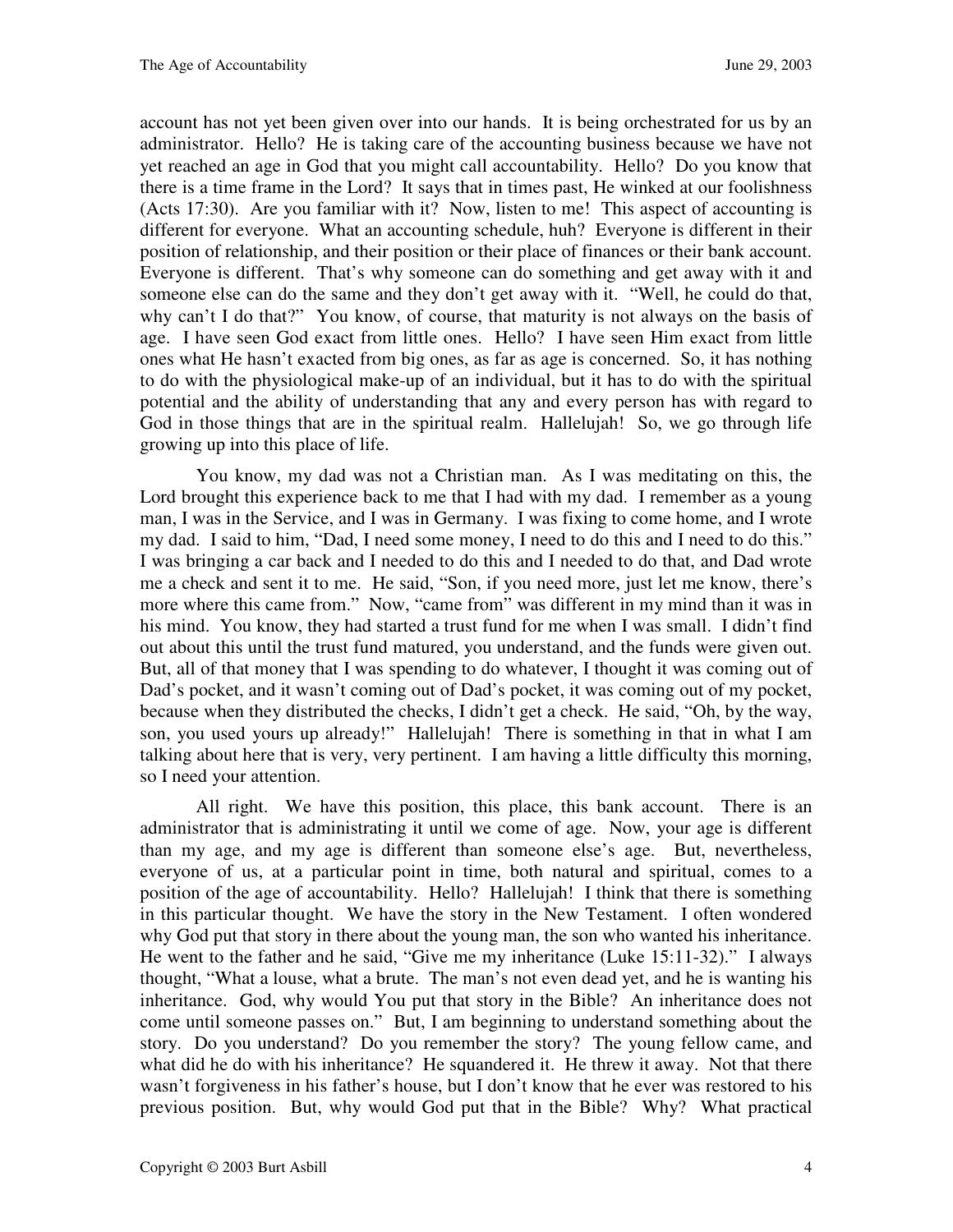account has not yet been given over into our hands. It is being orchestrated for us by an administrator. Hello? He is taking care of the accounting business because we have not yet reached an age in God that you might call accountability. Hello? Do you know that there is a time frame in the Lord? It says that in times past, He winked at our foolishness (Acts 17:30). Are you familiar with it? Now, listen to me! This aspect of accounting is different for everyone. What an accounting schedule, huh? Everyone is different in their position of relationship, and their position or their place of finances or their bank account. Everyone is different. That's why someone can do something and get away with it and someone else can do the same and they don't get away with it. "Well, he could do that, why can't I do that?" You know, of course, that maturity is not always on the basis of age. I have seen God exact from little ones. Hello? I have seen Him exact from little ones what He hasn't exacted from big ones, as far as age is concerned. So, it has nothing to do with the physiological make-up of an individual, but it has to do with the spiritual potential and the ability of understanding that any and every person has with regard to God in those things that are in the spiritual realm. Hallelujah! So, we go through life growing up into this place of life.

You know, my dad was not a Christian man. As I was meditating on this, the Lord brought this experience back to me that I had with my dad. I remember as a young man, I was in the Service, and I was in Germany. I was fixing to come home, and I wrote my dad. I said to him, "Dad, I need some money, I need to do this and I need to do this." I was bringing a car back and I needed to do this and I needed to do that, and Dad wrote me a check and sent it to me. He said, "Son, if you need more, just let me know, there's more where this came from." Now, "came from" was different in my mind than it was in his mind. You know, they had started a trust fund for me when I was small. I didn't find out about this until the trust fund matured, you understand, and the funds were given out. But, all of that money that I was spending to do whatever, I thought it was coming out of Dad's pocket, and it wasn't coming out of Dad's pocket, it was coming out of my pocket, because when they distributed the checks, I didn't get a check. He said, "Oh, by the way, son, you used yours up already!" Hallelujah! There is something in that in what I am talking about here that is very, very pertinent. I am having a little difficulty this morning, so I need your attention.

All right. We have this position, this place, this bank account. There is an administrator that is administrating it until we come of age. Now, your age is different than my age, and my age is different than someone else's age. But, nevertheless, everyone of us, at a particular point in time, both natural and spiritual, comes to a position of the age of accountability. Hello? Hallelujah! I think that there is something in this particular thought. We have the story in the New Testament. I often wondered why God put that story in there about the young man, the son who wanted his inheritance. He went to the father and he said, "Give me my inheritance (Luke 15:11-32)." I always thought, "What a louse, what a brute. The man's not even dead yet, and he is wanting his inheritance. God, why would You put that story in the Bible? An inheritance does not come until someone passes on." But, I am beginning to understand something about the story. Do you understand? Do you remember the story? The young fellow came, and what did he do with his inheritance? He squandered it. He threw it away. Not that there wasn't forgiveness in his father's house, but I don't know that he ever was restored to his previous position. But, why would God put that in the Bible? Why? What practical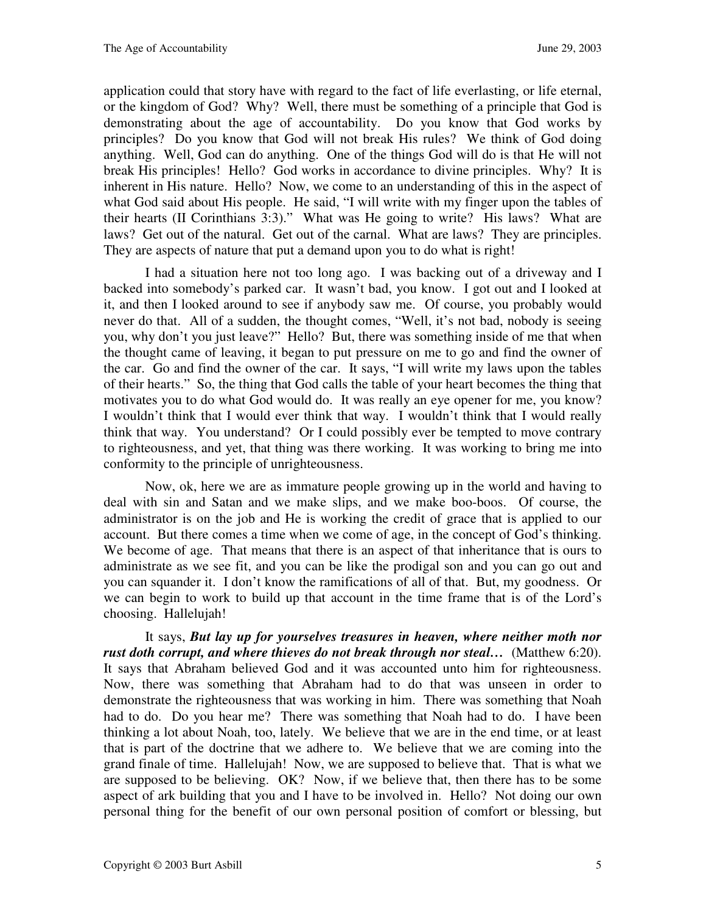application could that story have with regard to the fact of life everlasting, or life eternal, or the kingdom of God? Why? Well, there must be something of a principle that God is demonstrating about the age of accountability. Do you know that God works by principles? Do you know that God will not break His rules? We think of God doing anything. Well, God can do anything. One of the things God will do is that He will not break His principles! Hello? God works in accordance to divine principles. Why? It is inherent in His nature. Hello? Now, we come to an understanding of this in the aspect of what God said about His people. He said, "I will write with my finger upon the tables of their hearts (II Corinthians 3:3)." What was He going to write? His laws? What are laws? Get out of the natural. Get out of the carnal. What are laws? They are principles. They are aspects of nature that put a demand upon you to do what is right!

I had a situation here not too long ago. I was backing out of a driveway and I backed into somebody's parked car. It wasn't bad, you know. I got out and I looked at it, and then I looked around to see if anybody saw me. Of course, you probably would never do that. All of a sudden, the thought comes, "Well, it's not bad, nobody is seeing you, why don't you just leave?" Hello? But, there was something inside of me that when the thought came of leaving, it began to put pressure on me to go and find the owner of the car. Go and find the owner of the car. It says, "I will write my laws upon the tables of their hearts." So, the thing that God calls the table of your heart becomes the thing that motivates you to do what God would do. It was really an eye opener for me, you know? I wouldn't think that I would ever think that way. I wouldn't think that I would really think that way. You understand? Or I could possibly ever be tempted to move contrary to righteousness, and yet, that thing was there working. It was working to bring me into conformity to the principle of unrighteousness.

Now, ok, here we are as immature people growing up in the world and having to deal with sin and Satan and we make slips, and we make boo-boos. Of course, the administrator is on the job and He is working the credit of grace that is applied to our account. But there comes a time when we come of age, in the concept of God's thinking. We become of age. That means that there is an aspect of that inheritance that is ours to administrate as we see fit, and you can be like the prodigal son and you can go out and you can squander it. I don't know the ramifications of all of that. But, my goodness. Or we can begin to work to build up that account in the time frame that is of the Lord's choosing. Hallelujah!

It says, ***But lay up for yourselves treasures in heaven, where neither moth nor rust doth corrupt, and where thieves do not break through nor steal…*** (Matthew 6:20). It says that Abraham believed God and it was accounted unto him for righteousness. Now, there was something that Abraham had to do that was unseen in order to demonstrate the righteousness that was working in him. There was something that Noah had to do. Do you hear me? There was something that Noah had to do. I have been thinking a lot about Noah, too, lately. We believe that we are in the end time, or at least that is part of the doctrine that we adhere to. We believe that we are coming into the grand finale of time. Hallelujah! Now, we are supposed to believe that. That is what we are supposed to be believing. OK? Now, if we believe that, then there has to be some aspect of ark building that you and I have to be involved in. Hello? Not doing our own personal thing for the benefit of our own personal position of comfort or blessing, but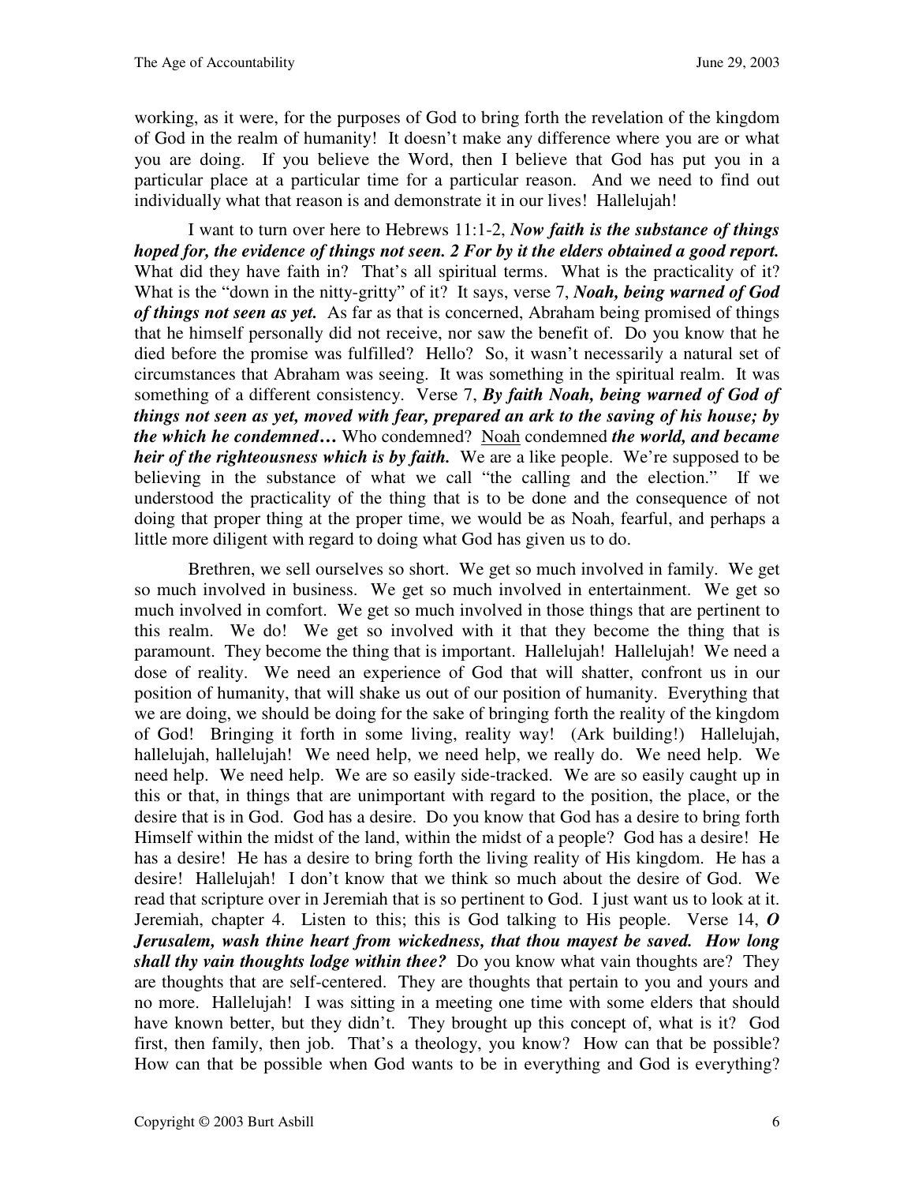working, as it were, for the purposes of God to bring forth the revelation of the kingdom of God in the realm of humanity! It doesn't make any difference where you are or what you are doing. If you believe the Word, then I believe that God has put you in a particular place at a particular time for a particular reason. And we need to find out individually what that reason is and demonstrate it in our lives! Hallelujah!

I want to turn over here to Hebrews 11:1-2, ***Now faith is the substance of things hoped for, the evidence of things not seen. 2 For by it the elders obtained a good report.*** What did they have faith in? That's all spiritual terms. What is the practicality of it? What is the "down in the nitty-gritty" of it? It says, verse 7, ***Noah, being warned of God of things not seen as yet.*** As far as that is concerned, Abraham being promised of things that he himself personally did not receive, nor saw the benefit of. Do you know that he died before the promise was fulfilled? Hello? So, it wasn't necessarily a natural set of circumstances that Abraham was seeing. It was something in the spiritual realm. It was something of a different consistency. Verse 7, ***By faith Noah, being warned of God of things not seen as yet, moved with fear, prepared an ark to the saving of his house; by the which he condemned…*** Who condemned? <u>Noah</u> condemned ***the world, and became heir of the righteousness which is by faith.*** We are a like people. We're supposed to be believing in the substance of what we call "the calling and the election." If we understood the practicality of the thing that is to be done and the consequence of not doing that proper thing at the proper time, we would be as Noah, fearful, and perhaps a little more diligent with regard to doing what God has given us to do.

Brethren, we sell ourselves so short. We get so much involved in family. We get so much involved in business. We get so much involved in entertainment. We get so much involved in comfort. We get so much involved in those things that are pertinent to this realm. We do! We get so involved with it that they become the thing that is paramount. They become the thing that is important. Hallelujah! Hallelujah! We need a dose of reality. We need an experience of God that will shatter, confront us in our position of humanity, that will shake us out of our position of humanity. Everything that we are doing, we should be doing for the sake of bringing forth the reality of the kingdom of God! Bringing it forth in some living, reality way! (Ark building!) Hallelujah, hallelujah, hallelujah! We need help, we need help, we really do. We need help. We need help. We need help. We are so easily side-tracked. We are so easily caught up in this or that, in things that are unimportant with regard to the position, the place, or the desire that is in God. God has a desire. Do you know that God has a desire to bring forth Himself within the midst of the land, within the midst of a people? God has a desire! He has a desire! He has a desire to bring forth the living reality of His kingdom. He has a desire! Hallelujah! I don't know that we think so much about the desire of God. We read that scripture over in Jeremiah that is so pertinent to God. I just want us to look at it. Jeremiah, chapter 4. Listen to this; this is God talking to His people. Verse 14, ***O Jerusalem, wash thine heart from wickedness, that thou mayest be saved. How long shall thy vain thoughts lodge within thee?*** Do you know what vain thoughts are? They are thoughts that are self-centered. They are thoughts that pertain to you and yours and no more. Hallelujah! I was sitting in a meeting one time with some elders that should have known better, but they didn't. They brought up this concept of, what is it? God first, then family, then job. That's a theology, you know? How can that be possible? How can that be possible when God wants to be in everything and God is everything?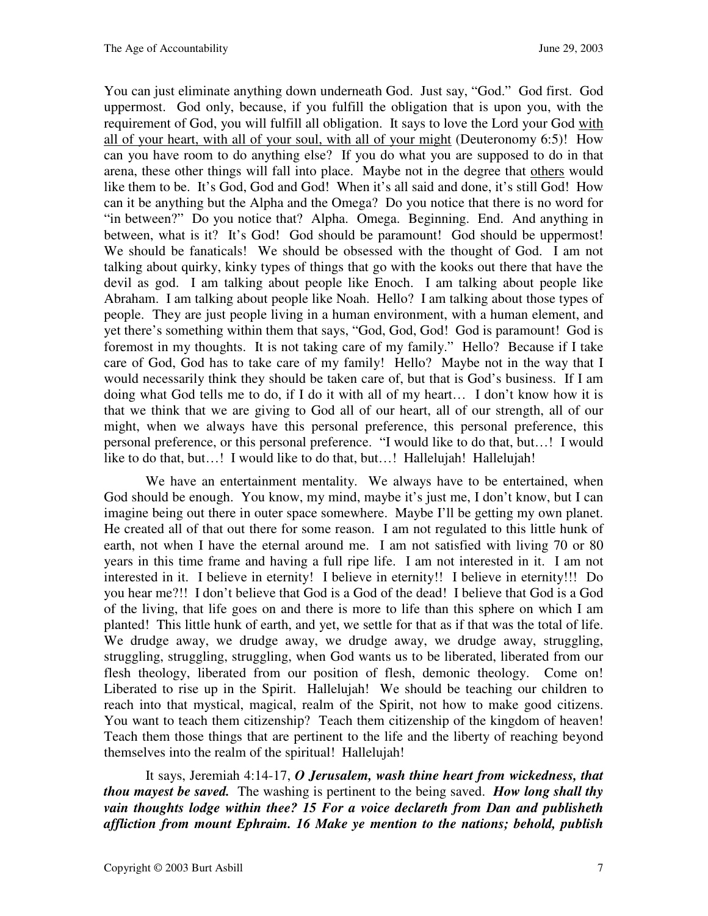You can just eliminate anything down underneath God. Just say, "God." God first. God uppermost. God only, because, if you fulfill the obligation that is upon you, with the requirement of God, you will fulfill all obligation. It says to love the Lord your God <u>with all of your heart, with all of your soul, with all of your might</u> (Deuteronomy 6:5)! How can you have room to do anything else? If you do what you are supposed to do in that arena, these other things will fall into place. Maybe not in the degree that <u>others</u> would like them to be. It's God, God and God! When it's all said and done, it's still God! How can it be anything but the Alpha and the Omega? Do you notice that there is no word for "in between?" Do you notice that? Alpha. Omega. Beginning. End. And anything in between, what is it? It's God! God should be paramount! God should be uppermost! We should be fanaticals! We should be obsessed with the thought of God. I am not talking about quirky, kinky types of things that go with the kooks out there that have the devil as god. I am talking about people like Enoch. I am talking about people like Abraham. I am talking about people like Noah. Hello? I am talking about those types of people. They are just people living in a human environment, with a human element, and yet there's something within them that says, "God, God, God! God is paramount! God is foremost in my thoughts. It is not taking care of my family." Hello? Because if I take care of God, God has to take care of my family! Hello? Maybe not in the way that I would necessarily think they should be taken care of, but that is God's business. If I am doing what God tells me to do, if I do it with all of my heart… I don't know how it is that we think that we are giving to God all of our heart, all of our strength, all of our might, when we always have this personal preference, this personal preference, this personal preference, or this personal preference. "I would like to do that, but…! I would like to do that, but…! I would like to do that, but…! Hallelujah! Hallelujah!

We have an entertainment mentality. We always have to be entertained, when God should be enough. You know, my mind, maybe it's just me, I don't know, but I can imagine being out there in outer space somewhere. Maybe I'll be getting my own planet. He created all of that out there for some reason. I am not regulated to this little hunk of earth, not when I have the eternal around me. I am not satisfied with living 70 or 80 years in this time frame and having a full ripe life. I am not interested in it. I am not interested in it. I believe in eternity! I believe in eternity!! I believe in eternity!!! Do you hear me?!! I don't believe that God is a God of the dead! I believe that God is a God of the living, that life goes on and there is more to life than this sphere on which I am planted! This little hunk of earth, and yet, we settle for that as if that was the total of life. We drudge away, we drudge away, we drudge away, we drudge away, struggling, struggling, struggling, struggling, when God wants us to be liberated, liberated from our flesh theology, liberated from our position of flesh, demonic theology. Come on! Liberated to rise up in the Spirit. Hallelujah! We should be teaching our children to reach into that mystical, magical, realm of the Spirit, not how to make good citizens. You want to teach them citizenship? Teach them citizenship of the kingdom of heaven! Teach them those things that are pertinent to the life and the liberty of reaching beyond themselves into the realm of the spiritual! Hallelujah!

It says, Jeremiah 4:14-17, ***O Jerusalem, wash thine heart from wickedness, that thou mayest be saved.*** The washing is pertinent to the being saved. ***How long shall thy vain thoughts lodge within thee? 15 For a voice declareth from Dan and publisheth affliction from mount Ephraim. 16 Make ye mention to the nations; behold, publish***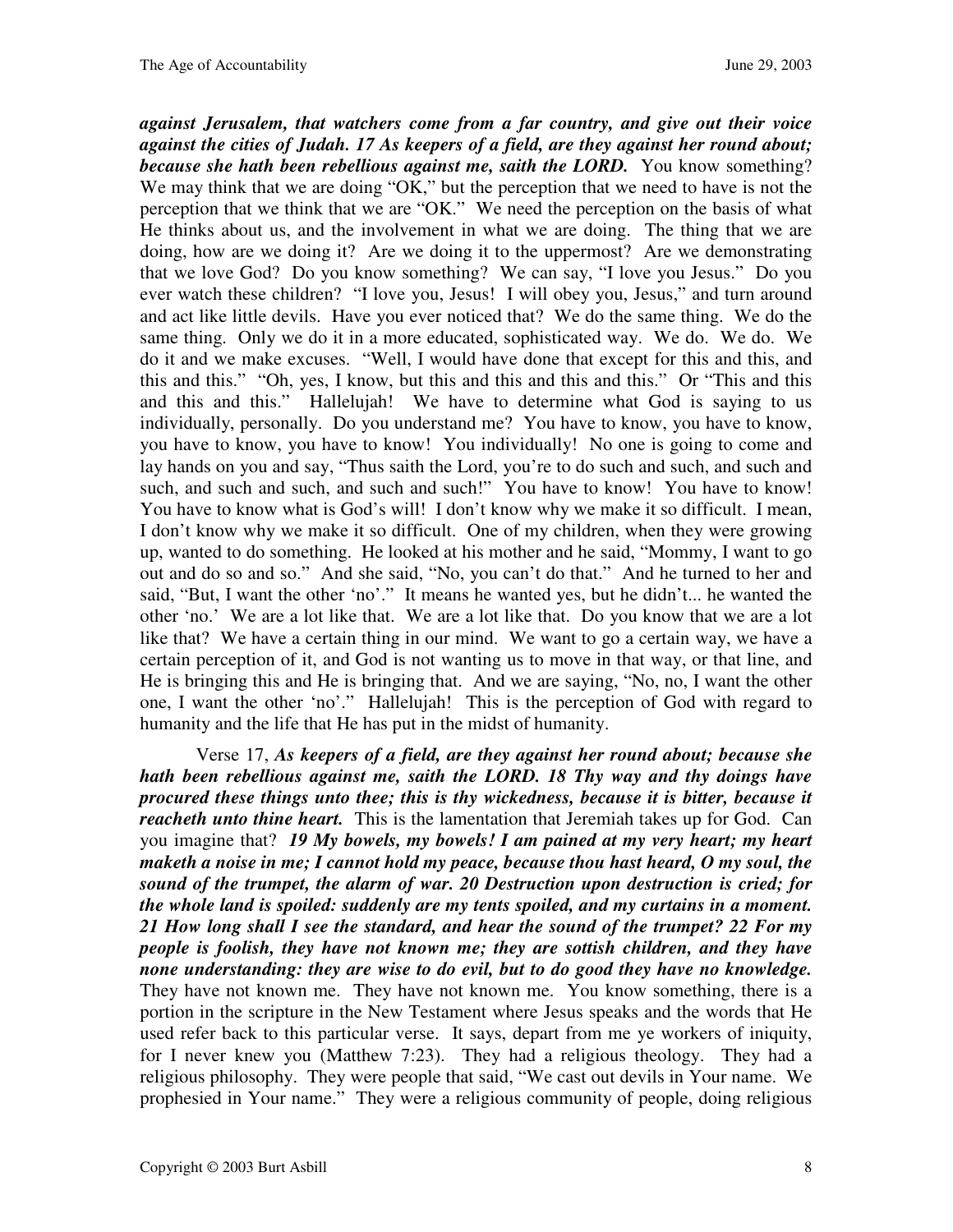***against Jerusalem, that watchers come from a far country, and give out their voice against the cities of Judah. 17 As keepers of a field, are they against her round about; because she hath been rebellious against me, saith the LORD.*** You know something? We may think that we are doing "OK," but the perception that we need to have is not the perception that we think that we are "OK." We need the perception on the basis of what He thinks about us, and the involvement in what we are doing. The thing that we are doing, how are we doing it? Are we doing it to the uppermost? Are we demonstrating that we love God? Do you know something? We can say, "I love you Jesus." Do you ever watch these children? "I love you, Jesus! I will obey you, Jesus," and turn around and act like little devils. Have you ever noticed that? We do the same thing. We do the same thing. Only we do it in a more educated, sophisticated way. We do. We do. We do it and we make excuses. "Well, I would have done that except for this and this, and this and this." "Oh, yes, I know, but this and this and this and this." Or "This and this and this and this." Hallelujah! We have to determine what God is saying to us individually, personally. Do you understand me? You have to know, you have to know, you have to know, you have to know! You individually! No one is going to come and lay hands on you and say, "Thus saith the Lord, you're to do such and such, and such and such, and such and such, and such and such!" You have to know! You have to know! You have to know what is God's will! I don't know why we make it so difficult. I mean, I don't know why we make it so difficult. One of my children, when they were growing up, wanted to do something. He looked at his mother and he said, "Mommy, I want to go out and do so and so." And she said, "No, you can't do that." And he turned to her and said, "But, I want the other 'no'." It means he wanted yes, but he didn't... he wanted the other 'no.' We are a lot like that. We are a lot like that. Do you know that we are a lot like that? We have a certain thing in our mind. We want to go a certain way, we have a certain perception of it, and God is not wanting us to move in that way, or that line, and He is bringing this and He is bringing that. And we are saying, "No, no, I want the other one, I want the other 'no'." Hallelujah! This is the perception of God with regard to humanity and the life that He has put in the midst of humanity.

Verse 17, ***As keepers of a field, are they against her round about; because she hath been rebellious against me, saith the LORD. 18 Thy way and thy doings have procured these things unto thee; this is thy wickedness, because it is bitter, because it reacheth unto thine heart.*** This is the lamentation that Jeremiah takes up for God. Can you imagine that? ***19 My bowels, my bowels! I am pained at my very heart; my heart maketh a noise in me; I cannot hold my peace, because thou hast heard, O my soul, the sound of the trumpet, the alarm of war. 20 Destruction upon destruction is cried; for the whole land is spoiled: suddenly are my tents spoiled, and my curtains in a moment. 21 How long shall I see the standard, and hear the sound of the trumpet? 22 For my people is foolish, they have not known me; they are sottish children, and they have none understanding: they are wise to do evil, but to do good they have no knowledge.*** They have not known me. They have not known me. You know something, there is a portion in the scripture in the New Testament where Jesus speaks and the words that He used refer back to this particular verse. It says, depart from me ye workers of iniquity, for I never knew you (Matthew 7:23). They had a religious theology. They had a religious philosophy. They were people that said, "We cast out devils in Your name. We prophesied in Your name." They were a religious community of people, doing religious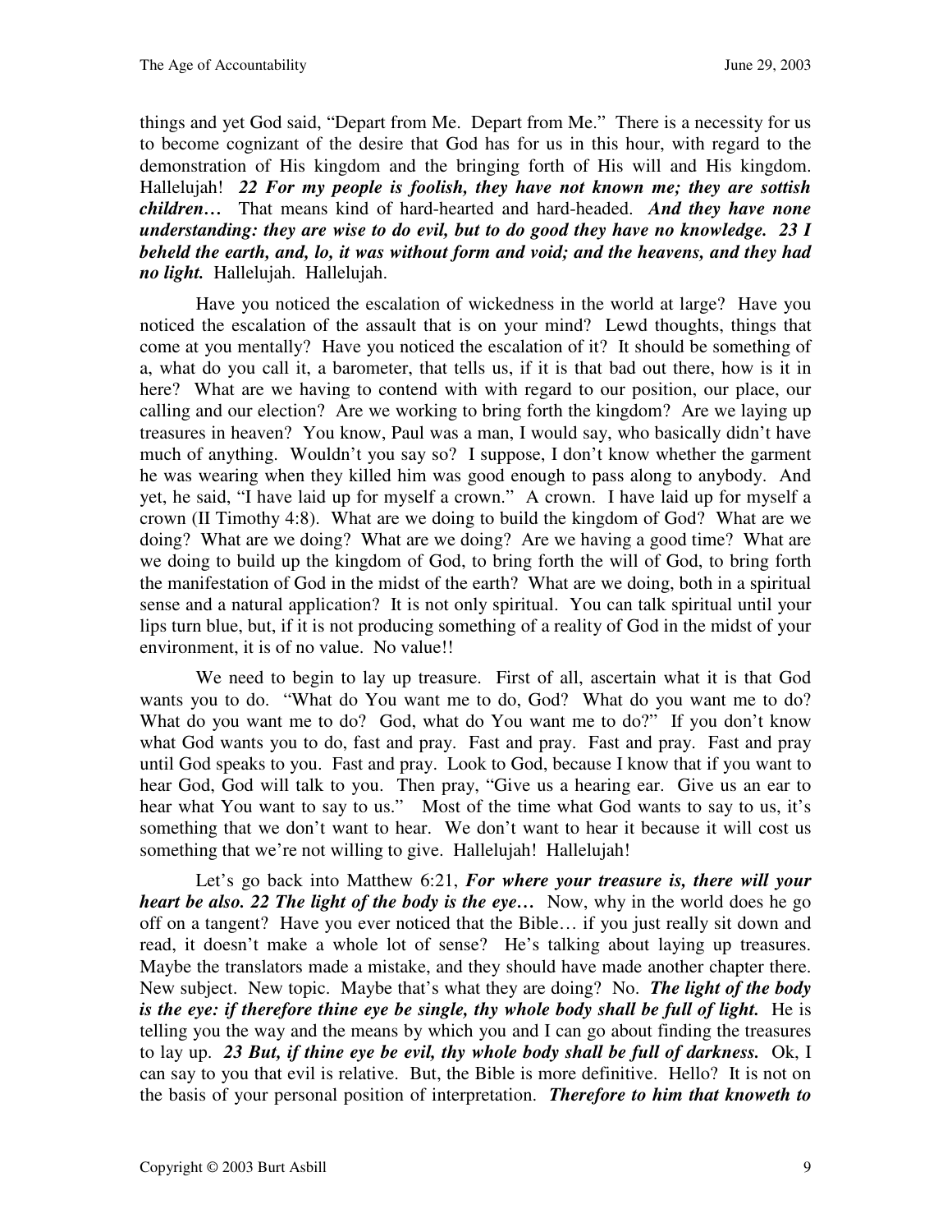things and yet God said, "Depart from Me. Depart from Me." There is a necessity for us to become cognizant of the desire that God has for us in this hour, with regard to the demonstration of His kingdom and the bringing forth of His will and His kingdom. Hallelujah! ***22 For my people is foolish, they have not known me; they are sottish children…*** That means kind of hard-hearted and hard-headed. ***And they have none understanding: they are wise to do evil, but to do good they have no knowledge. 23 I beheld the earth, and, lo, it was without form and void; and the heavens, and they had no light.*** Hallelujah. Hallelujah.

Have you noticed the escalation of wickedness in the world at large? Have you noticed the escalation of the assault that is on your mind? Lewd thoughts, things that come at you mentally? Have you noticed the escalation of it? It should be something of a, what do you call it, a barometer, that tells us, if it is that bad out there, how is it in here? What are we having to contend with with regard to our position, our place, our calling and our election? Are we working to bring forth the kingdom? Are we laying up treasures in heaven? You know, Paul was a man, I would say, who basically didn't have much of anything. Wouldn't you say so? I suppose, I don't know whether the garment he was wearing when they killed him was good enough to pass along to anybody. And yet, he said, "I have laid up for myself a crown." A crown. I have laid up for myself a crown (II Timothy 4:8). What are we doing to build the kingdom of God? What are we doing? What are we doing? What are we doing? Are we having a good time? What are we doing to build up the kingdom of God, to bring forth the will of God, to bring forth the manifestation of God in the midst of the earth? What are we doing, both in a spiritual sense and a natural application? It is not only spiritual. You can talk spiritual until your lips turn blue, but, if it is not producing something of a reality of God in the midst of your environment, it is of no value. No value!!

We need to begin to lay up treasure. First of all, ascertain what it is that God wants you to do. "What do You want me to do, God? What do you want me to do? What do you want me to do? God, what do You want me to do?" If you don't know what God wants you to do, fast and pray. Fast and pray. Fast and pray. Fast and pray until God speaks to you. Fast and pray. Look to God, because I know that if you want to hear God, God will talk to you. Then pray, "Give us a hearing ear. Give us an ear to hear what You want to say to us." Most of the time what God wants to say to us, it's something that we don't want to hear. We don't want to hear it because it will cost us something that we're not willing to give. Hallelujah! Hallelujah!

Let's go back into Matthew 6:21, ***For where your treasure is, there will your heart be also. 22 The light of the body is the eye…*** Now, why in the world does he go off on a tangent? Have you ever noticed that the Bible… if you just really sit down and read, it doesn't make a whole lot of sense? He's talking about laying up treasures. Maybe the translators made a mistake, and they should have made another chapter there. New subject. New topic. Maybe that's what they are doing? No. ***The light of the body is the eye: if therefore thine eye be single, thy whole body shall be full of light.*** He is telling you the way and the means by which you and I can go about finding the treasures to lay up. ***23 But, if thine eye be evil, thy whole body shall be full of darkness.*** Ok, I can say to you that evil is relative. But, the Bible is more definitive. Hello? It is not on the basis of your personal position of interpretation. ***Therefore to him that knoweth to***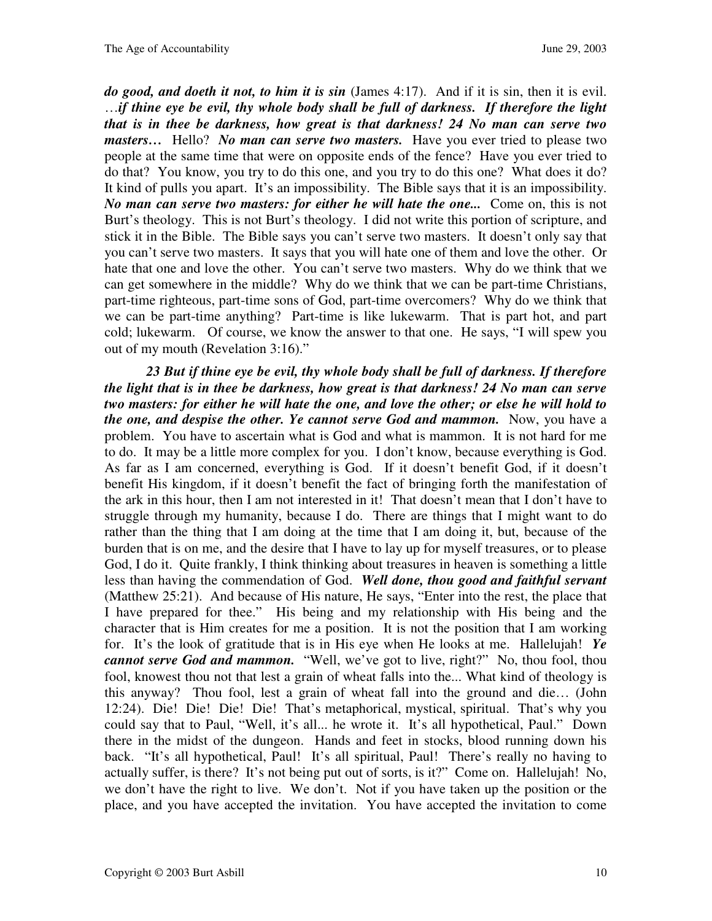***do good, and doeth it not, to him it is sin*** (James 4:17). And if it is sin, then it is evil. …***if thine eye be evil, thy whole body shall be full of darkness. If therefore the light that is in thee be darkness, how great is that darkness! 24 No man can serve two masters…*** Hello? ***No man can serve two masters.*** Have you ever tried to please two people at the same time that were on opposite ends of the fence? Have you ever tried to do that? You know, you try to do this one, and you try to do this one? What does it do? It kind of pulls you apart. It's an impossibility. The Bible says that it is an impossibility. ***No man can serve two masters: for either he will hate the one...*** Come on, this is not Burt's theology. This is not Burt's theology. I did not write this portion of scripture, and stick it in the Bible. The Bible says you can't serve two masters. It doesn't only say that you can't serve two masters. It says that you will hate one of them and love the other. Or hate that one and love the other. You can't serve two masters. Why do we think that we can get somewhere in the middle? Why do we think that we can be part-time Christians, part-time righteous, part-time sons of God, part-time overcomers? Why do we think that we can be part-time anything? Part-time is like lukewarm. That is part hot, and part cold; lukewarm. Of course, we know the answer to that one. He says, "I will spew you out of my mouth (Revelation 3:16)."

***23 But if thine eye be evil, thy whole body shall be full of darkness. If therefore the light that is in thee be darkness, how great is that darkness! 24 No man can serve two masters: for either he will hate the one, and love the other; or else he will hold to the one, and despise the other. Ye cannot serve God and mammon.*** Now, you have a problem. You have to ascertain what is God and what is mammon. It is not hard for me to do. It may be a little more complex for you. I don't know, because everything is God. As far as I am concerned, everything is God. If it doesn't benefit God, if it doesn't benefit His kingdom, if it doesn't benefit the fact of bringing forth the manifestation of the ark in this hour, then I am not interested in it! That doesn't mean that I don't have to struggle through my humanity, because I do. There are things that I might want to do rather than the thing that I am doing at the time that I am doing it, but, because of the burden that is on me, and the desire that I have to lay up for myself treasures, or to please God, I do it. Quite frankly, I think thinking about treasures in heaven is something a little less than having the commendation of God. ***Well done, thou good and faithful servant*** (Matthew 25:21). And because of His nature, He says, "Enter into the rest, the place that I have prepared for thee." His being and my relationship with His being and the character that is Him creates for me a position. It is not the position that I am working for. It's the look of gratitude that is in His eye when He looks at me. Hallelujah! ***Ye cannot serve God and mammon.*** "Well, we've got to live, right?" No, thou fool, thou fool, knowest thou not that lest a grain of wheat falls into the... What kind of theology is this anyway? Thou fool, lest a grain of wheat fall into the ground and die… (John 12:24). Die! Die! Die! Die! That's metaphorical, mystical, spiritual. That's why you could say that to Paul, "Well, it's all... he wrote it. It's all hypothetical, Paul." Down there in the midst of the dungeon. Hands and feet in stocks, blood running down his back. "It's all hypothetical, Paul! It's all spiritual, Paul! There's really no having to actually suffer, is there? It's not being put out of sorts, is it?" Come on. Hallelujah! No, we don't have the right to live. We don't. Not if you have taken up the position or the place, and you have accepted the invitation. You have accepted the invitation to come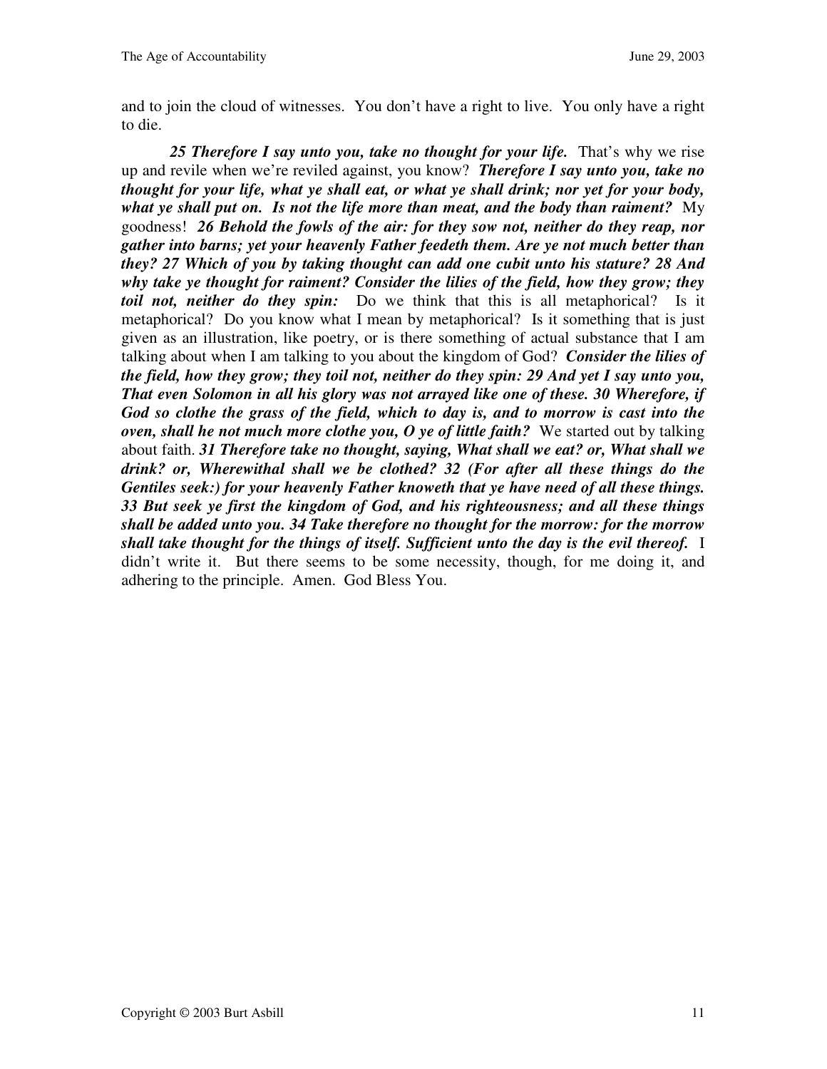and to join the cloud of witnesses. You don't have a right to live. You only have a right to die.

***25 Therefore I say unto you, take no thought for your life.*** That's why we rise up and revile when we're reviled against, you know? ***Therefore I say unto you, take no thought for your life, what ye shall eat, or what ye shall drink; nor yet for your body, what ye shall put on. Is not the life more than meat, and the body than raiment?*** My goodness! ***26 Behold the fowls of the air: for they sow not, neither do they reap, nor gather into barns; yet your heavenly Father feedeth them. Are ye not much better than they? 27 Which of you by taking thought can add one cubit unto his stature? 28 And why take ye thought for raiment? Consider the lilies of the field, how they grow; they toil not, neither do they spin:*** Do we think that this is all metaphorical? Is it metaphorical? Do you know what I mean by metaphorical? Is it something that is just given as an illustration, like poetry, or is there something of actual substance that I am talking about when I am talking to you about the kingdom of God? ***Consider the lilies of the field, how they grow; they toil not, neither do they spin: 29 And yet I say unto you, That even Solomon in all his glory was not arrayed like one of these. 30 Wherefore, if God so clothe the grass of the field, which to day is, and to morrow is cast into the oven, shall he not much more clothe you, O ye of little faith?*** We started out by talking about faith. ***31 Therefore take no thought, saying, What shall we eat? or, What shall we drink? or, Wherewithal shall we be clothed? 32 (For after all these things do the Gentiles seek:) for your heavenly Father knoweth that ye have need of all these things. 33 But seek ye first the kingdom of God, and his righteousness; and all these things shall be added unto you. 34 Take therefore no thought for the morrow: for the morrow shall take thought for the things of itself. Sufficient unto the day is the evil thereof.*** I didn't write it. But there seems to be some necessity, though, for me doing it, and adhering to the principle. Amen. God Bless You.